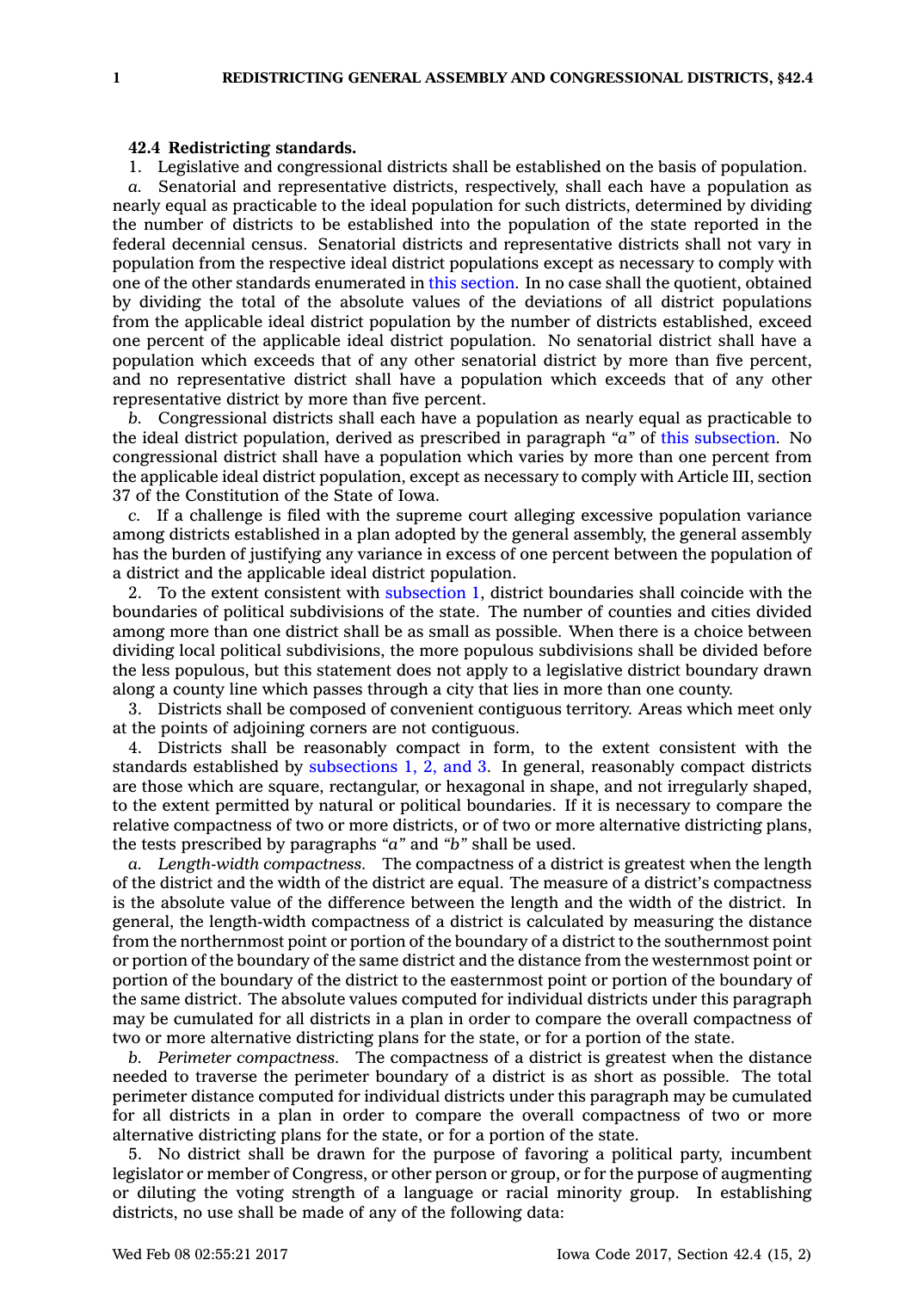**42.4 Redistricting standards.**

1. Legislative and congressional districts shall be established on the basis of population.

*a.* Senatorial and representative districts, respectively, shall each have a population as nearly equal as practicable to the ideal population for such districts, determined by dividing the number of districts to be established into the population of the state reported in the federal decennial census. Senatorial districts and representative districts shall not vary in population from the respective ideal district populations except as necessary to comply with one of the other standards enumerated in this section. In no case shall the quotient, obtained by dividing the total of the absolute values of the deviations of all district populations from the applicable ideal district population by the number of districts established, exceed one percent of the applicable ideal district population. No senatorial district shall have a population which exceeds that of any other senatorial district by more than five percent, and no representative district shall have a population which exceeds that of any other representative district by more than five percent.

*b.* Congressional districts shall each have a population as nearly equal as practicable to the ideal district population, derived as prescribed in paragraph *"a"* of this subsection. No congressional district shall have a population which varies by more than one percent from the applicable ideal district population, except as necessary to comply with Article III, section 37 of the Constitution of the State of Iowa.

*c.* If a challenge is filed with the supreme court alleging excessive population variance among districts established in a plan adopted by the general assembly, the general assembly has the burden of justifying any variance in excess of one percent between the population of a district and the applicable ideal district population.

2. To the extent consistent with subsection 1, district boundaries shall coincide with the boundaries of political subdivisions of the state. The number of counties and cities divided among more than one district shall be as small as possible. When there is a choice between dividing local political subdivisions, the more populous subdivisions shall be divided before the less populous, but this statement does not apply to a legislative district boundary drawn along a county line which passes through a city that lies in more than one county.

3. Districts shall be composed of convenient contiguous territory. Areas which meet only at the points of adjoining corners are not contiguous.

4. Districts shall be reasonably compact in form, to the extent consistent with the standards established by subsections 1, 2, and 3. In general, reasonably compact districts are those which are square, rectangular, or hexagonal in shape, and not irregularly shaped, to the extent permitted by natural or political boundaries. If it is necessary to compare the relative compactness of two or more districts, or of two or more alternative districting plans, the tests prescribed by paragraphs *"a"* and *"b"* shall be used.

*a. Length-width compactness.* The compactness of a district is greatest when the length of the district and the width of the district are equal. The measure of a district's compactness is the absolute value of the difference between the length and the width of the district. In general, the length-width compactness of a district is calculated by measuring the distance from the northernmost point or portion of the boundary of a district to the southernmost point or portion of the boundary of the same district and the distance from the westernmost point or portion of the boundary of the district to the easternmost point or portion of the boundary of the same district. The absolute values computed for individual districts under this paragraph may be cumulated for all districts in a plan in order to compare the overall compactness of two or more alternative districting plans for the state, or for a portion of the state.

*b. Perimeter compactness.* The compactness of a district is greatest when the distance needed to traverse the perimeter boundary of a district is as short as possible. The total perimeter distance computed for individual districts under this paragraph may be cumulated for all districts in a plan in order to compare the overall compactness of two or more alternative districting plans for the state, or for a portion of the state.

5. No district shall be drawn for the purpose of favoring a political party, incumbent legislator or member of Congress, or other person or group, or for the purpose of augmenting or diluting the voting strength of a language or racial minority group. In establishing districts, no use shall be made of any of the following data: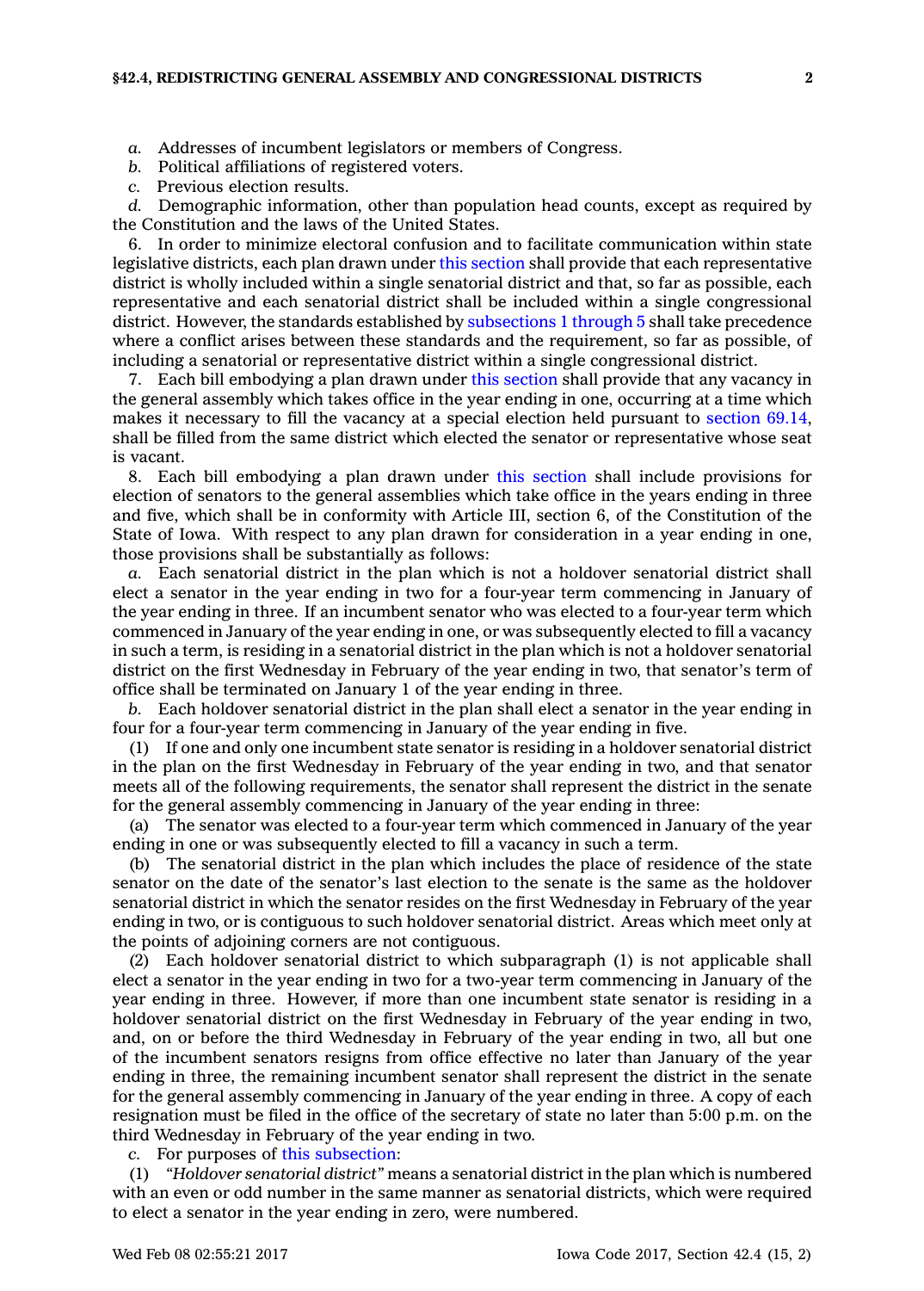*a.* Addresses of incumbent legislators or members of Congress.

*b.* Political affiliations of registered voters.

*c.* Previous election results.

*d.* Demographic information, other than population head counts, except as required by the Constitution and the laws of the United States.

6. In order to minimize electoral confusion and to facilitate communication within state legislative districts, each plan drawn under this section shall provide that each representative district is wholly included within a single senatorial district and that, so far as possible, each representative and each senatorial district shall be included within a single congressional district. However, the standards established by subsections 1 through 5 shall take precedence where a conflict arises between these standards and the requirement, so far as possible, of including a senatorial or representative district within a single congressional district.

7. Each bill embodying a plan drawn under this section shall provide that any vacancy in the general assembly which takes office in the year ending in one, occurring at a time which makes it necessary to fill the vacancy at a special election held pursuant to section 69.14, shall be filled from the same district which elected the senator or representative whose seat is vacant.

8. Each bill embodying a plan drawn under this section shall include provisions for election of senators to the general assemblies which take office in the years ending in three and five, which shall be in conformity with Article III, section 6, of the Constitution of the State of Iowa. With respect to any plan drawn for consideration in a year ending in one, those provisions shall be substantially as follows:

*a.* Each senatorial district in the plan which is not a holdover senatorial district shall elect a senator in the year ending in two for a four-year term commencing in January of the year ending in three. If an incumbent senator who was elected to a four-year term which commenced in January of the year ending in one, or was subsequently elected to fill a vacancy in such a term, is residing in a senatorial district in the plan which is not a holdover senatorial district on the first Wednesday in February of the year ending in two, that senator's term of office shall be terminated on January 1 of the year ending in three.

*b.* Each holdover senatorial district in the plan shall elect a senator in the year ending in four for a four-year term commencing in January of the year ending in five.

(1) If one and only one incumbent state senator is residing in a holdover senatorial district in the plan on the first Wednesday in February of the year ending in two, and that senator meets all of the following requirements, the senator shall represent the district in the senate for the general assembly commencing in January of the year ending in three:

(a) The senator was elected to a four-year term which commenced in January of the year ending in one or was subsequently elected to fill a vacancy in such a term.

(b) The senatorial district in the plan which includes the place of residence of the state senator on the date of the senator's last election to the senate is the same as the holdover senatorial district in which the senator resides on the first Wednesday in February of the year ending in two, or is contiguous to such holdover senatorial district. Areas which meet only at the points of adjoining corners are not contiguous.

(2) Each holdover senatorial district to which subparagraph (1) is not applicable shall elect a senator in the year ending in two for a two-year term commencing in January of the year ending in three. However, if more than one incumbent state senator is residing in a holdover senatorial district on the first Wednesday in February of the year ending in two, and, on or before the third Wednesday in February of the year ending in two, all but one of the incumbent senators resigns from office effective no later than January of the year ending in three, the remaining incumbent senator shall represent the district in the senate for the general assembly commencing in January of the year ending in three. A copy of each resignation must be filed in the office of the secretary of state no later than 5:00 p.m. on the third Wednesday in February of the year ending in two.

*c.* For purposes of this subsection:

(1) *"Holdover senatorial district"* means a senatorial district in the plan which is numbered with an even or odd number in the same manner as senatorial districts, which were required to elect a senator in the year ending in zero, were numbered.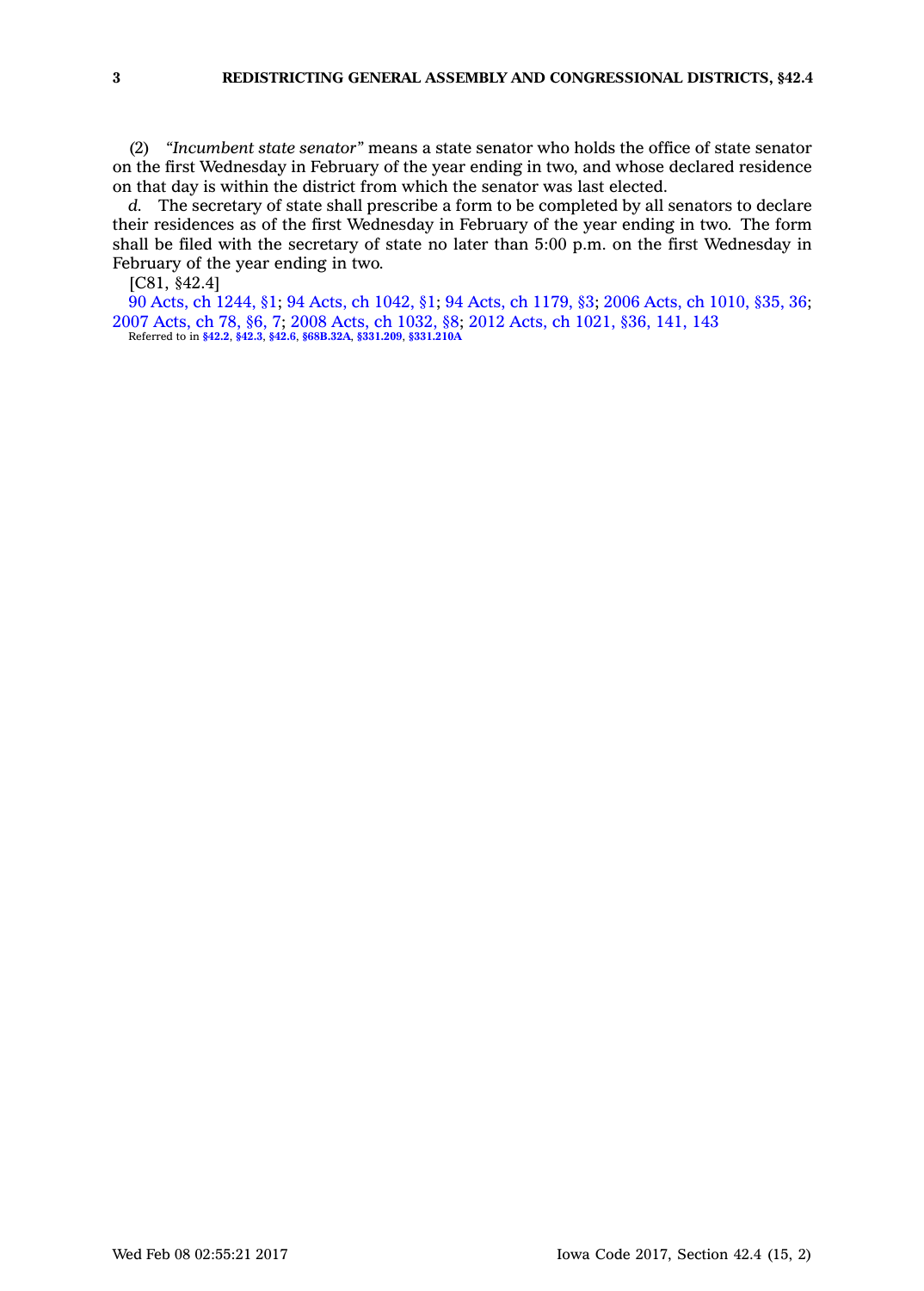(2) *"Incumbent state senator"* means a state senator who holds the office of state senator on the first Wednesday in February of the year ending in two, and whose declared residence on that day is within the district from which the senator was last elected.

*d.* The secretary of state shall prescribe a form to be completed by all senators to declare their residences as of the first Wednesday in February of the year ending in two. The form shall be filed with the secretary of state no later than 5:00 p.m. on the first Wednesday in February of the year ending in two.

[C81, §42.4]

90 Acts, ch 1244, §1; 94 Acts, ch 1042, §1; 94 Acts, ch 1179, §3; 2006 Acts, ch 1010, §35, 36; 2007 Acts, ch 78, §6, 7; 2008 Acts, ch 1032, §8; 2012 Acts, ch 1021, §36, 141, 143

Referred to in **§42.2**, **§42.3**, **§42.6**, **§68B.32A**, **§331.209**, **§331.210A**